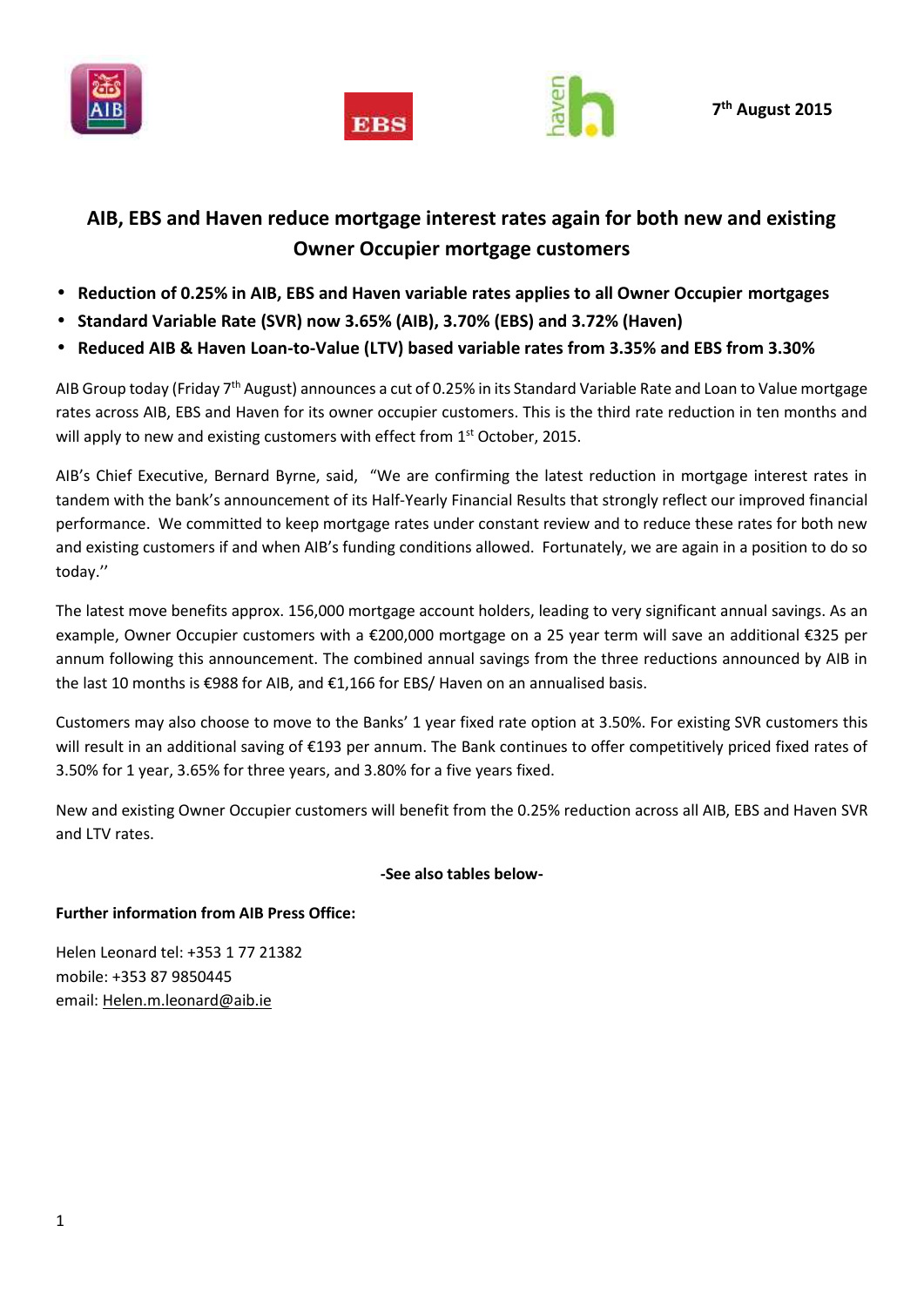7th August 2015

# AIB, EBS and Haven reduce mortgage interest rates again for both new and existing Owner Occupier mortgage customers

- **Reduction of 0.25% in AIB, EBS and Haven variable rates applies to all Owner Occupier mortgages**
- **Standard Variable Rate (SVR) now 3.65% (AIB), 3.70% (EBS) and 3.72% (Haven)**
- **Reduced AIB & Haven Loan-to-Value (LTV) based variable rates from 3.35% and EBS from 3.30%**

AIB Group today (Friday 7th August) announces a cut of 0.25% in its Standard Variable Rate and Loan to Value mortgage rates across AIB, EBS and Haven for its owner occupier customers. This is the third rate reduction in ten months and will apply to new and existing customers with effect from 1st October, 2015.

AIB's Chief Executive, Bernard Byrne, said, "We are confirming the latest reduction in mortgage interest rates in tandem with the bank's announcement of its Half-Yearly Financial Results that strongly reflect our improved financial performance. We committed to keep mortgage rates under constant review and to reduce these rates for both new and existing customers if and when AIB's funding conditions allowed. Fortunately, we are again in a position to do so today.''

The latest move benefits approx. 156,000 mortgage account holders, leading to very significant annual savings. As an example, Owner Occupier customers with a €200,000 mortgage on a 25 year term will save an additional €325 per annum following this announcement. The combined annual savings from the three reductions announced by AIB in the last 10 months is €988 for AIB, and €1,166 for EBS/ Haven on an annualised basis.

Customers may also choose to move to the Banks' 1 year fixed rate option at 3.50%. For existing SVR customers this will result in an additional saving of €193 per annum. The Bank continues to offer competitively priced fixed rates of 3.50% for 1 year, 3.65% for three years, and 3.80% for a five years fixed.

New and existing Owner Occupier customers will benefit from the 0.25% reduction across all AIB, EBS and Haven SVR and LTV rates.

**-See also tables below-**

**Further information from AIB Press Office:**

Helen Leonard tel: +353 1 77 21382
mobile: +353 87 9850445
email: Helen.m.leonard@aib.ie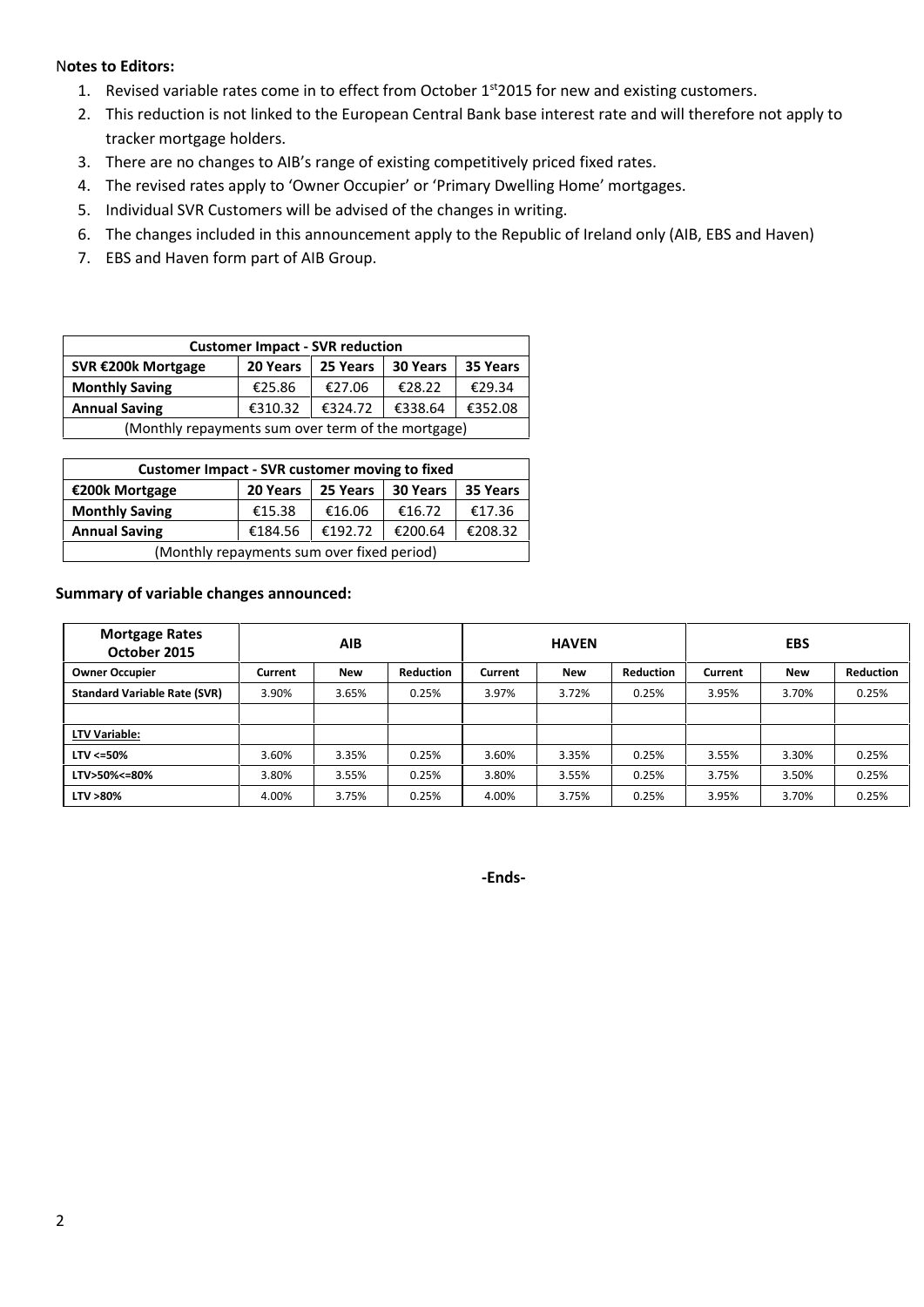**Notes to Editors:**

1. Revised variable rates come in to effect from October 1st 2015 for new and existing customers.
2. This reduction is not linked to the European Central Bank base interest rate and will therefore not apply to tracker mortgage holders.
3. There are no changes to AIB's range of existing competitively priced fixed rates.
4. The revised rates apply to 'Owner Occupier' or 'Primary Dwelling Home' mortgages.
5. Individual SVR Customers will be advised of the changes in writing.
6. The changes included in this announcement apply to the Republic of Ireland only (AIB, EBS and Haven)
7. EBS and Haven form part of AIB Group.

| Customer Impact - SVR reduction | | | | |
|---|---|---|---|---|
| **SVR €200k Mortgage** | **20 Years** | **25 Years** | **30 Years** | **35 Years** |
| **Monthly Saving** | €25.86 | €27.06 | €28.22 | €29.34 |
| **Annual Saving** | €310.32 | €324.72 | €338.64 | €352.08 |
| (Monthly repayments sum over term of the mortgage) | | | | |

| Customer Impact - SVR customer moving to fixed | | | | |
|---|---|---|---|---|
| **€200k Mortgage** | **20 Years** | **25 Years** | **30 Years** | **35 Years** |
| **Monthly Saving** | €15.38 | €16.06 | €16.72 | €17.36 |
| **Annual Saving** | €184.56 | €192.72 | €200.64 | €208.32 |
| (Monthly repayments sum over fixed period) | | | | |

**Summary of variable changes announced:**

| Mortgage Rates October 2015 | AIB | | | HAVEN | | | EBS | | |
|---|---|---|---|---|---|---|---|---|---|
| **Owner Occupier** | **Current** | **New** | **Reduction** | **Current** | **New** | **Reduction** | **Current** | **New** | **Reduction** |
| **Standard Variable Rate (SVR)** | 3.90% | 3.65% | 0.25% | 3.97% | 3.72% | 0.25% | 3.95% | 3.70% | 0.25% |
| | | | | | | | | | |
| **LTV Variable:** | | | | | | | | | |
| **LTV <=50%** | 3.60% | 3.35% | 0.25% | 3.60% | 3.35% | 0.25% | 3.55% | 3.30% | 0.25% |
| **LTV>50%<=80%** | 3.80% | 3.55% | 0.25% | 3.80% | 3.55% | 0.25% | 3.75% | 3.50% | 0.25% |
| **LTV >80%** | 4.00% | 3.75% | 0.25% | 4.00% | 3.75% | 0.25% | 3.95% | 3.70% | 0.25% |

**-Ends-**